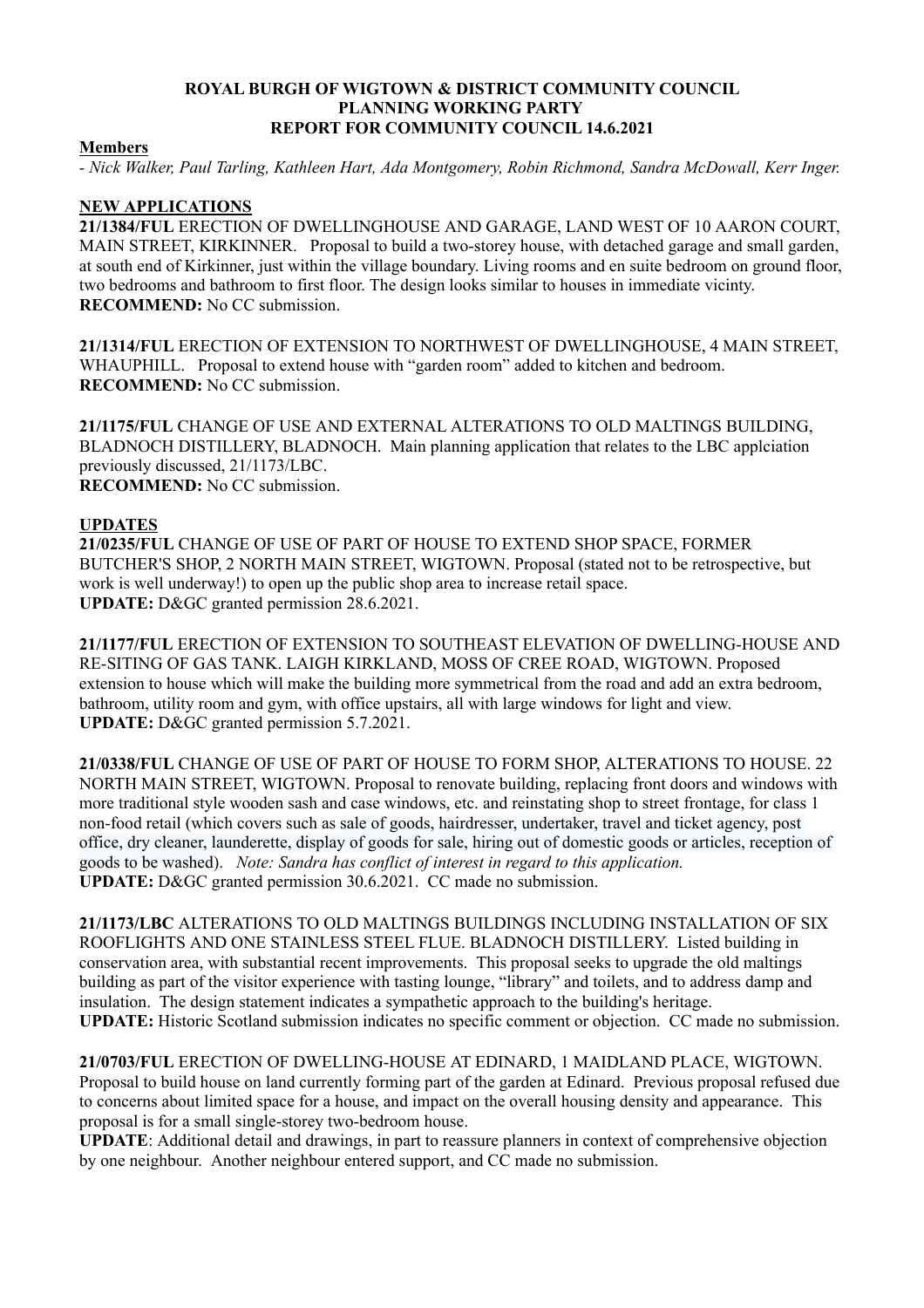**ROYAL BURGH OF WIGTOWN & DISTRICT COMMUNITY COUNCIL**
**PLANNING WORKING PARTY**
**REPORT FOR COMMUNITY COUNCIL 14.6.2021**

**Members**

*- Nick Walker, Paul Tarling, Kathleen Hart, Ada Montgomery, Robin Richmond, Sandra McDowall, Kerr Inger.*

**NEW APPLICATIONS**

**21/1384/FUL** ERECTION OF DWELLINGHOUSE AND GARAGE, LAND WEST OF 10 AARON COURT, MAIN STREET, KIRKINNER. Proposal to build a two-storey house, with detached garage and small garden, at south end of Kirkinner, just within the village boundary. Living rooms and en suite bedroom on ground floor, two bedrooms and bathroom to first floor. The design looks similar to houses in immediate vicinty.
**RECOMMEND:** No CC submission.

**21/1314/FUL** ERECTION OF EXTENSION TO NORTHWEST OF DWELLINGHOUSE, 4 MAIN STREET, WHAUPHILL. Proposal to extend house with "garden room" added to kitchen and bedroom.
**RECOMMEND:** No CC submission.

**21/1175/FUL** CHANGE OF USE AND EXTERNAL ALTERATIONS TO OLD MALTINGS BUILDING, BLADNOCH DISTILLERY, BLADNOCH. Main planning application that relates to the LBC applciation previously discussed, 21/1173/LBC.
**RECOMMEND:** No CC submission.

**UPDATES**

**21/0235/FUL** CHANGE OF USE OF PART OF HOUSE TO EXTEND SHOP SPACE, FORMER BUTCHER'S SHOP, 2 NORTH MAIN STREET, WIGTOWN. Proposal (stated not to be retrospective, but work is well underway!) to open up the public shop area to increase retail space.
**UPDATE:** D&GC granted permission 28.6.2021.

**21/1177/FUL** ERECTION OF EXTENSION TO SOUTHEAST ELEVATION OF DWELLING-HOUSE AND RE-SITING OF GAS TANK. LAIGH KIRKLAND, MOSS OF CREE ROAD, WIGTOWN. Proposed extension to house which will make the building more symmetrical from the road and add an extra bedroom, bathroom, utility room and gym, with office upstairs, all with large windows for light and view.
**UPDATE:** D&GC granted permission 5.7.2021.

**21/0338/FUL** CHANGE OF USE OF PART OF HOUSE TO FORM SHOP, ALTERATIONS TO HOUSE. 22 NORTH MAIN STREET, WIGTOWN. Proposal to renovate building, replacing front doors and windows with more traditional style wooden sash and case windows, etc. and reinstating shop to street frontage, for class 1 non-food retail (which covers such as sale of goods, hairdresser, undertaker, travel and ticket agency, post office, dry cleaner, launderette, display of goods for sale, hiring out of domestic goods or articles, reception of goods to be washed). *Note: Sandra has conflict of interest in regard to this application.*
**UPDATE:** D&GC granted permission 30.6.2021. CC made no submission.

**21/1173/LBC** ALTERATIONS TO OLD MALTINGS BUILDINGS INCLUDING INSTALLATION OF SIX ROOFLIGHTS AND ONE STAINLESS STEEL FLUE. BLADNOCH DISTILLERY. Listed building in conservation area, with substantial recent improvements. This proposal seeks to upgrade the old maltings building as part of the visitor experience with tasting lounge, "library" and toilets, and to address damp and insulation. The design statement indicates a sympathetic approach to the building's heritage.
**UPDATE:** Historic Scotland submission indicates no specific comment or objection. CC made no submission.

**21/0703/FUL** ERECTION OF DWELLING-HOUSE AT EDINARD, 1 MAIDLAND PLACE, WIGTOWN. Proposal to build house on land currently forming part of the garden at Edinard. Previous proposal refused due to concerns about limited space for a house, and impact on the overall housing density and appearance. This proposal is for a small single-storey two-bedroom house.
**UPDATE**: Additional detail and drawings, in part to reassure planners in context of comprehensive objection by one neighbour. Another neighbour entered support, and CC made no submission.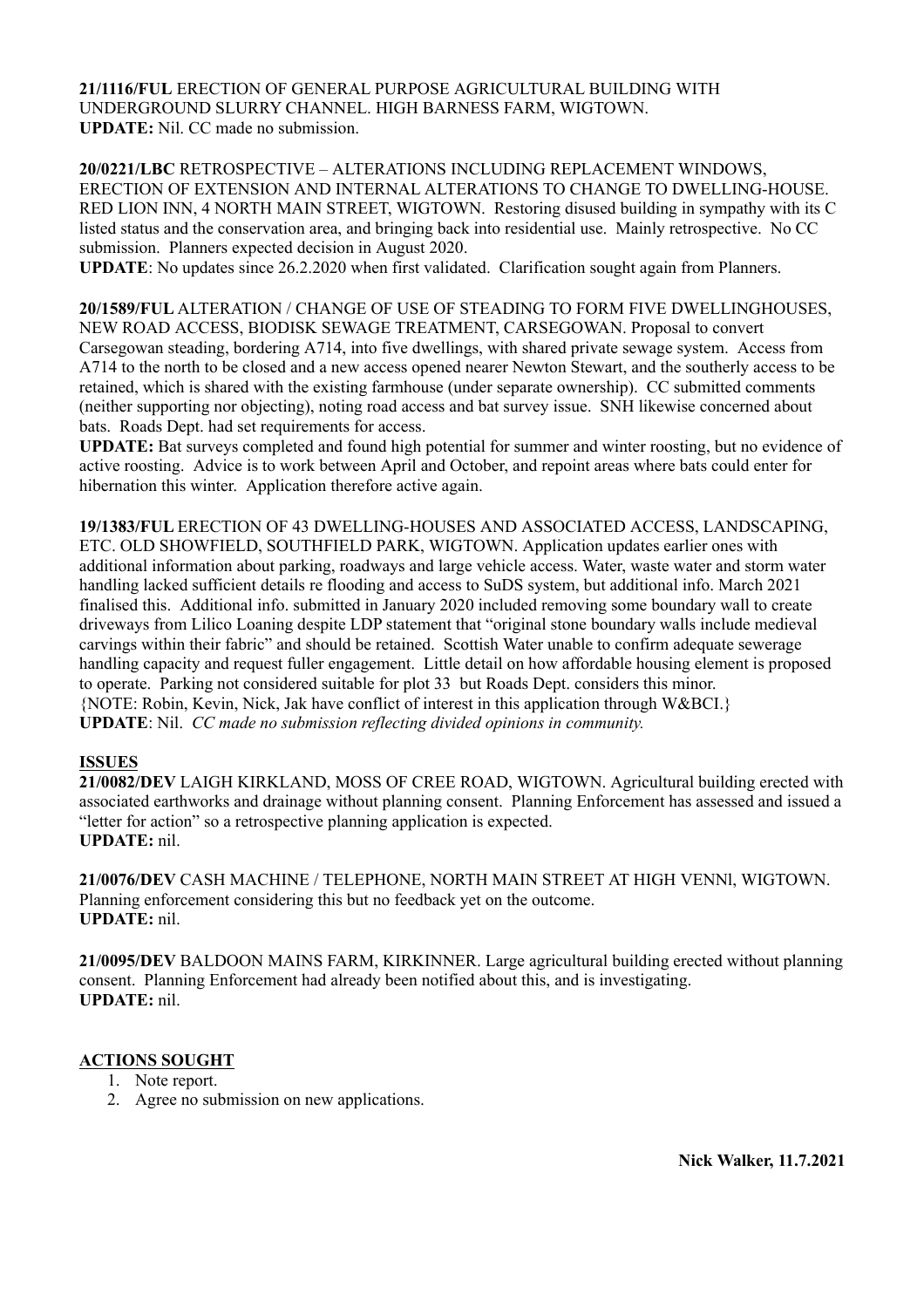**21/1116/FUL** ERECTION OF GENERAL PURPOSE AGRICULTURAL BUILDING WITH UNDERGROUND SLURRY CHANNEL. HIGH BARNESS FARM, WIGTOWN.
**UPDATE:** Nil. CC made no submission.

**20/0221/LBC** RETROSPECTIVE – ALTERATIONS INCLUDING REPLACEMENT WINDOWS, ERECTION OF EXTENSION AND INTERNAL ALTERATIONS TO CHANGE TO DWELLING-HOUSE. RED LION INN, 4 NORTH MAIN STREET, WIGTOWN. Restoring disused building in sympathy with its C listed status and the conservation area, and bringing back into residential use. Mainly retrospective. No CC submission. Planners expected decision in August 2020.
**UPDATE**: No updates since 26.2.2020 when first validated. Clarification sought again from Planners.

**20/1589/FUL** ALTERATION / CHANGE OF USE OF STEADING TO FORM FIVE DWELLINGHOUSES, NEW ROAD ACCESS, BIODISK SEWAGE TREATMENT, CARSEGOWAN. Proposal to convert Carsegowan steading, bordering A714, into five dwellings, with shared private sewage system. Access from A714 to the north to be closed and a new access opened nearer Newton Stewart, and the southerly access to be retained, which is shared with the existing farmhouse (under separate ownership). CC submitted comments (neither supporting nor objecting), noting road access and bat survey issue. SNH likewise concerned about bats. Roads Dept. had set requirements for access.
**UPDATE:** Bat surveys completed and found high potential for summer and winter roosting, but no evidence of active roosting. Advice is to work between April and October, and repoint areas where bats could enter for hibernation this winter. Application therefore active again.

**19/1383/FUL** ERECTION OF 43 DWELLING-HOUSES AND ASSOCIATED ACCESS, LANDSCAPING, ETC. OLD SHOWFIELD, SOUTHFIELD PARK, WIGTOWN. Application updates earlier ones with additional information about parking, roadways and large vehicle access. Water, waste water and storm water handling lacked sufficient details re flooding and access to SuDS system, but additional info. March 2021 finalised this. Additional info. submitted in January 2020 included removing some boundary wall to create driveways from Lilico Loaning despite LDP statement that "original stone boundary walls include medieval carvings within their fabric" and should be retained. Scottish Water unable to confirm adequate sewerage handling capacity and request fuller engagement. Little detail on how affordable housing element is proposed to operate. Parking not considered suitable for plot 33 but Roads Dept. considers this minor.
{NOTE: Robin, Kevin, Nick, Jak have conflict of interest in this application through W&BCI.}
**UPDATE**: Nil. *CC made no submission reflecting divided opinions in community.*

## ISSUES

**21/0082/DEV** LAIGH KIRKLAND, MOSS OF CREE ROAD, WIGTOWN. Agricultural building erected with associated earthworks and drainage without planning consent. Planning Enforcement has assessed and issued a "letter for action" so a retrospective planning application is expected.
**UPDATE:** nil.

**21/0076/DEV** CASH MACHINE / TELEPHONE, NORTH MAIN STREET AT HIGH VENNl, WIGTOWN. Planning enforcement considering this but no feedback yet on the outcome.
**UPDATE:** nil.

**21/0095/DEV** BALDOON MAINS FARM, KIRKINNER. Large agricultural building erected without planning consent. Planning Enforcement had already been notified about this, and is investigating.
**UPDATE:** nil.

## ACTIONS SOUGHT

1. Note report.
2. Agree no submission on new applications.

**Nick Walker, 11.7.2021**